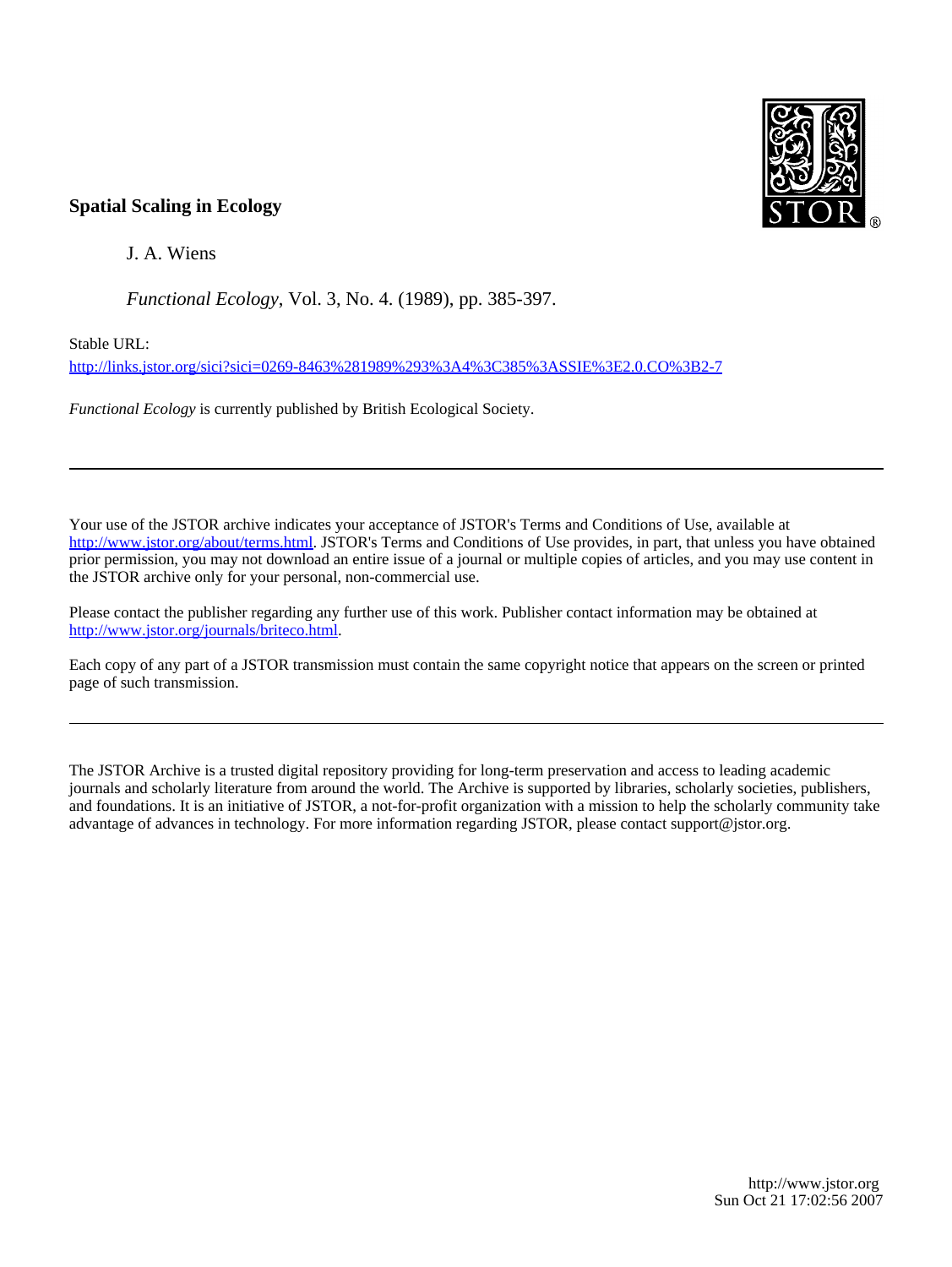**Spatial Scaling in Ecology**

J. A. Wiens

*Functional Ecology*, Vol. 3, No. 4. (1989), pp. 385-397.

Stable URL:

http://links.jstor.org/sici?sici=0269-8463%281989%293%3A4%3C385%3ASSIE%3E2.0.CO%3B2-7

*Functional Ecology* is currently published by British Ecological Society.

---

Your use of the JSTOR archive indicates your acceptance of JSTOR's Terms and Conditions of Use, available at http://www.jstor.org/about/terms.html. JSTOR's Terms and Conditions of Use provides, in part, that unless you have obtained prior permission, you may not download an entire issue of a journal or multiple copies of articles, and you may use content in the JSTOR archive only for your personal, non-commercial use.

Please contact the publisher regarding any further use of this work. Publisher contact information may be obtained at http://www.jstor.org/journals/briteco.html.

Each copy of any part of a JSTOR transmission must contain the same copyright notice that appears on the screen or printed page of such transmission.

---

The JSTOR Archive is a trusted digital repository providing for long-term preservation and access to leading academic journals and scholarly literature from around the world. The Archive is supported by libraries, scholarly societies, publishers, and foundations. It is an initiative of JSTOR, a not-for-profit organization with a mission to help the scholarly community take advantage of advances in technology. For more information regarding JSTOR, please contact support@jstor.org.

http://www.jstor.org
Sun Oct 21 17:02:56 2007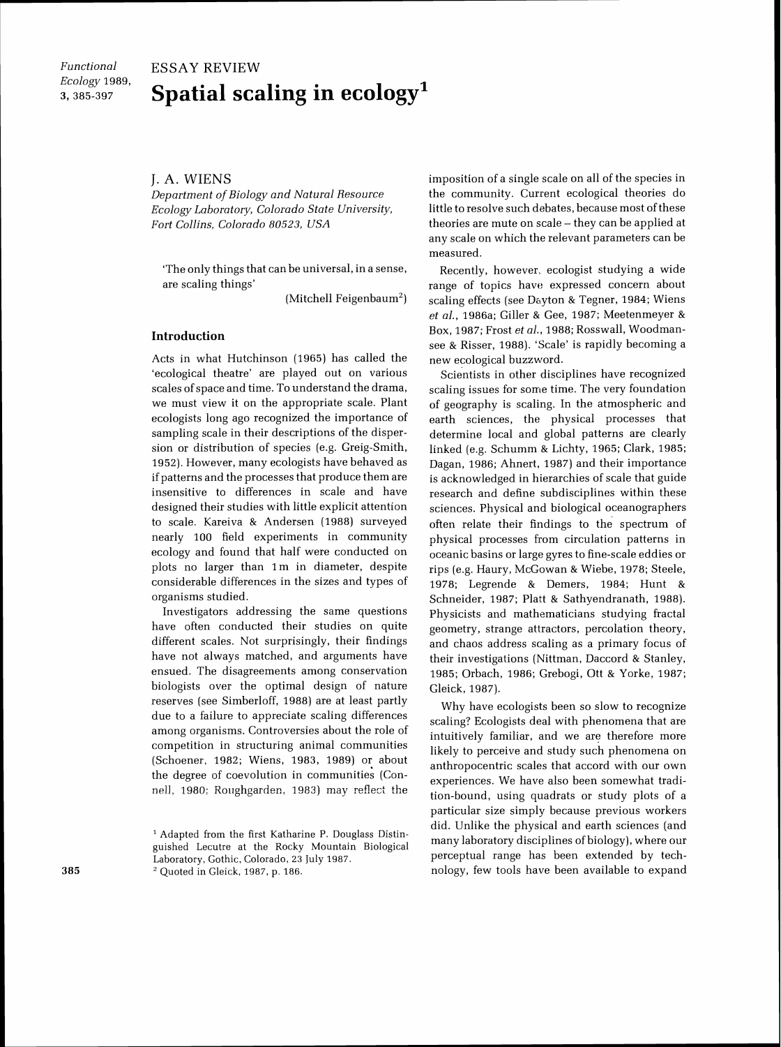ESSAY REVIEW

# Spatial scaling in ecology[1]

J. A. WIENS

*Department of Biology and Natural Resource Ecology Laboratory, Colorado State University, Fort Collins, Colorado 80523, USA*

> 'The only things that can be universal, in a sense, are scaling things'
>
> (Mitchell Feigenbaum[2])

## Introduction

Acts in what Hutchinson (1965) has called the 'ecological theatre' are played out on various scales of space and time. To understand the drama, we must view it on the appropriate scale. Plant ecologists long ago recognized the importance of sampling scale in their descriptions of the dispersion or distribution of species (e.g. Greig-Smith, 1952). However, many ecologists have behaved as if patterns and the processes that produce them are insensitive to differences in scale and have designed their studies with little explicit attention to scale. Kareiva & Andersen (1988) surveyed nearly 100 field experiments in community ecology and found that half were conducted on plots no larger than 1 m in diameter, despite considerable differences in the sizes and types of organisms studied.

Investigators addressing the same questions have often conducted their studies on quite different scales. Not surprisingly, their findings have not always matched, and arguments have ensued. The disagreements among conservation biologists over the optimal design of nature reserves (see Simberloff, 1988) are at least partly due to a failure to appreciate scaling differences among organisms. Controversies about the role of competition in structuring animal communities (Schoener, 1982; Wiens, 1983, 1989) or about the degree of coevolution in communities (Connell, 1980; Roughgarden, 1983) may reflect the imposition of a single scale on all of the species in the community. Current ecological theories do little to resolve such debates, because most of these theories are mute on scale – they can be applied at any scale on which the relevant parameters can be measured.

Recently, however, ecologist studying a wide range of topics have expressed concern about scaling effects (see Dayton & Tegner, 1984; Wiens *et al.*, 1986a; Giller & Gee, 1987; Meetenmeyer & Box, 1987; Frost *et al.*, 1988; Rosswall, Woodmansee & Risser, 1988). 'Scale' is rapidly becoming a new ecological buzzword.

Scientists in other disciplines have recognized scaling issues for some time. The very foundation of geography is scaling. In the atmospheric and earth sciences, the physical processes that determine local and global patterns are clearly linked (e.g. Schumm & Lichty, 1965; Clark, 1985; Dagan, 1986; Ahnert, 1987) and their importance is acknowledged in hierarchies of scale that guide research and define subdisciplines within these sciences. Physical and biological oceanographers often relate their findings to the spectrum of physical processes from circulation patterns in oceanic basins or large gyres to fine-scale eddies or rips (e.g. Haury, McGowan & Wiebe, 1978; Steele, 1978; Legrende & Demers, 1984; Hunt & Schneider, 1987; Platt & Sathyendranath, 1988). Physicists and mathematicians studying fractal geometry, strange attractors, percolation theory, and chaos address scaling as a primary focus of their investigations (Nittman, Daccord & Stanley, 1985; Orbach, 1986; Grebogi, Ott & Yorke, 1987; Gleick, 1987).

Why have ecologists been so slow to recognize scaling? Ecologists deal with phenomena that are intuitively familiar, and we are therefore more likely to perceive and study such phenomena on anthropocentric scales that accord with our own experiences. We have also been somewhat tradition-bound, using quadrats or study plots of a particular size simply because previous workers did. Unlike the physical and earth sciences (and many laboratory disciplines of biology), where our perceptual range has been extended by technology, few tools have been available to expand

[1] Adapted from the first Katharine P. Douglass Distinguished Lecutre at the Rocky Mountain Biological Laboratory, Gothic, Colorado, 23 July 1987.

[2] Quoted in Gleick, 1987, p. 186.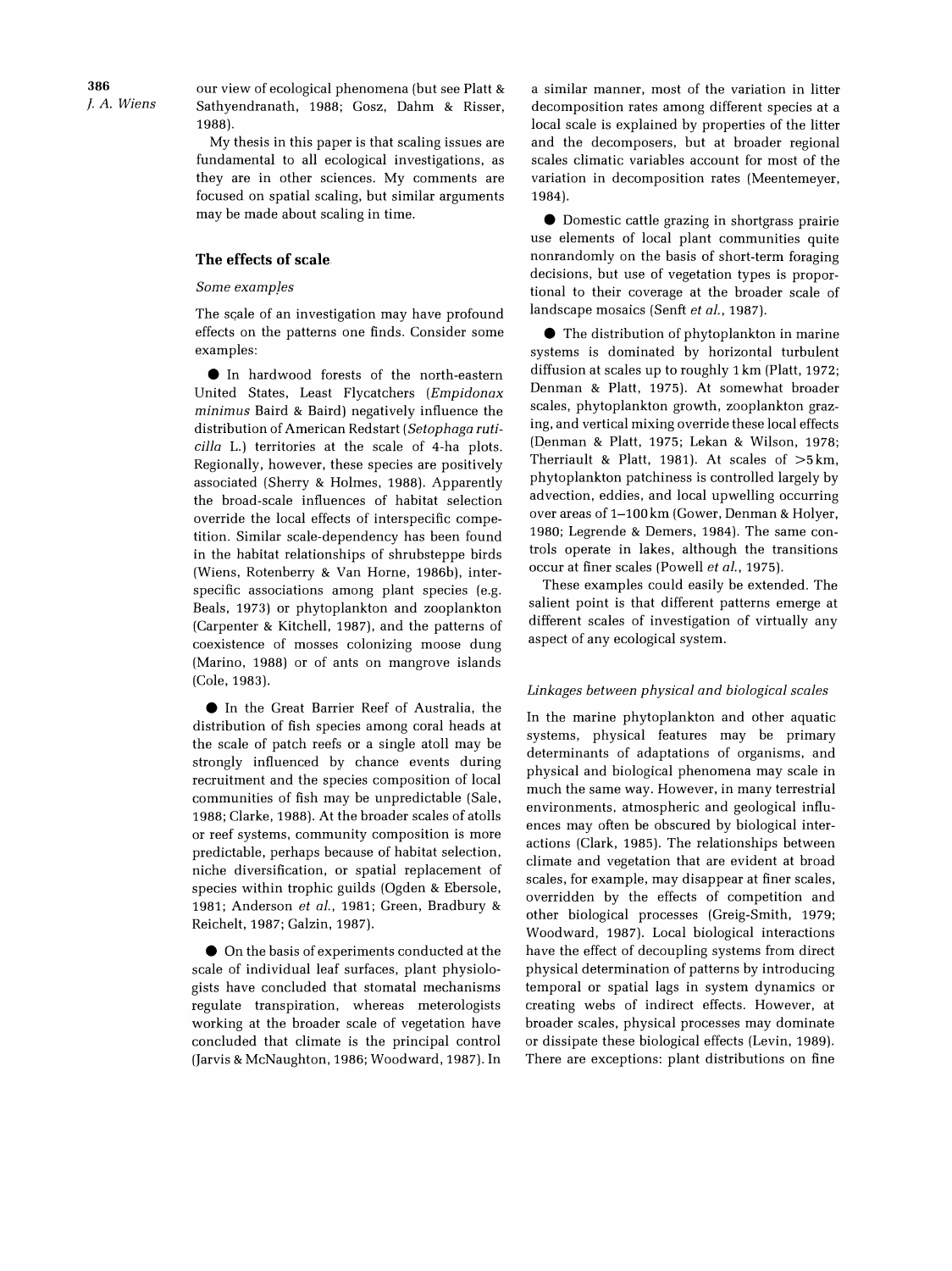our view of ecological phenomena (but see Platt & Sathyendranath, 1988; Gosz, Dahm & Risser, 1988).

My thesis in this paper is that scaling issues are fundamental to all ecological investigations, as they are in other sciences. My comments are focused on spatial scaling, but similar arguments may be made about scaling in time.

## The effects of scale

### *Some examples*

The scale of an investigation may have profound effects on the patterns one finds. Consider some examples:

● In hardwood forests of the north-eastern United States, Least Flycatchers (*Empidonax minimus* Baird & Baird) negatively influence the distribution of American Redstart (*Setophaga ruticilla* L.) territories at the scale of 4-ha plots. Regionally, however, these species are positively associated (Sherry & Holmes, 1988). Apparently the broad-scale influences of habitat selection override the local effects of interspecific competition. Similar scale-dependency has been found in the habitat relationships of shrubsteppe birds (Wiens, Rotenberry & Van Horne, 1986b), interspecific associations among plant species (e.g. Beals, 1973) or phytoplankton and zooplankton (Carpenter & Kitchell, 1987), and the patterns of coexistence of mosses colonizing moose dung (Marino, 1988) or of ants on mangrove islands (Cole, 1983).

● In the Great Barrier Reef of Australia, the distribution of fish species among coral heads at the scale of patch reefs or a single atoll may be strongly influenced by chance events during recruitment and the species composition of local communities of fish may be unpredictable (Sale, 1988; Clarke, 1988). At the broader scales of atolls or reef systems, community composition is more predictable, perhaps because of habitat selection, niche diversification, or spatial replacement of species within trophic guilds (Ogden & Ebersole, 1981; Anderson *et al.*, 1981; Green, Bradbury & Reichelt, 1987; Galzin, 1987).

● On the basis of experiments conducted at the scale of individual leaf surfaces, plant physiologists have concluded that stomatal mechanisms regulate transpiration, whereas meterologists working at the broader scale of vegetation have concluded that climate is the principal control (Jarvis & McNaughton, 1986; Woodward, 1987). In a similar manner, most of the variation in litter decomposition rates among different species at a local scale is explained by properties of the litter and the decomposers, but at broader regional scales climatic variables account for most of the variation in decomposition rates (Meentemeyer, 1984).

● Domestic cattle grazing in shortgrass prairie use elements of local plant communities quite nonrandomly on the basis of short-term foraging decisions, but use of vegetation types is proportional to their coverage at the broader scale of landscape mosaics (Senft *et al.*, 1987).

● The distribution of phytoplankton in marine systems is dominated by horizontal turbulent diffusion at scales up to roughly 1 km (Platt, 1972; Denman & Platt, 1975). At somewhat broader scales, phytoplankton growth, zooplankton grazing, and vertical mixing override these local effects (Denman & Platt, 1975; Lekan & Wilson, 1978; Therriault & Platt, 1981). At scales of >5 km, phytoplankton patchiness is controlled largely by advection, eddies, and local upwelling occurring over areas of 1–100 km (Gower, Denman & Holyer, 1980; Legrende & Demers, 1984). The same controls operate in lakes, although the transitions occur at finer scales (Powell *et al.*, 1975).

These examples could easily be extended. The salient point is that different patterns emerge at different scales of investigation of virtually any aspect of any ecological system.

### *Linkages between physical and biological scales*

In the marine phytoplankton and other aquatic systems, physical features may be primary determinants of adaptations of organisms, and physical and biological phenomena may scale in much the same way. However, in many terrestrial environments, atmospheric and geological influences may often be obscured by biological interactions (Clark, 1985). The relationships between climate and vegetation that are evident at broad scales, for example, may disappear at finer scales, overridden by the effects of competition and other biological processes (Greig-Smith, 1979; Woodward, 1987). Local biological interactions have the effect of decoupling systems from direct physical determination of patterns by introducing temporal or spatial lags in system dynamics or creating webs of indirect effects. However, at broader scales, physical processes may dominate or dissipate these biological effects (Levin, 1989). There are exceptions: plant distributions on fine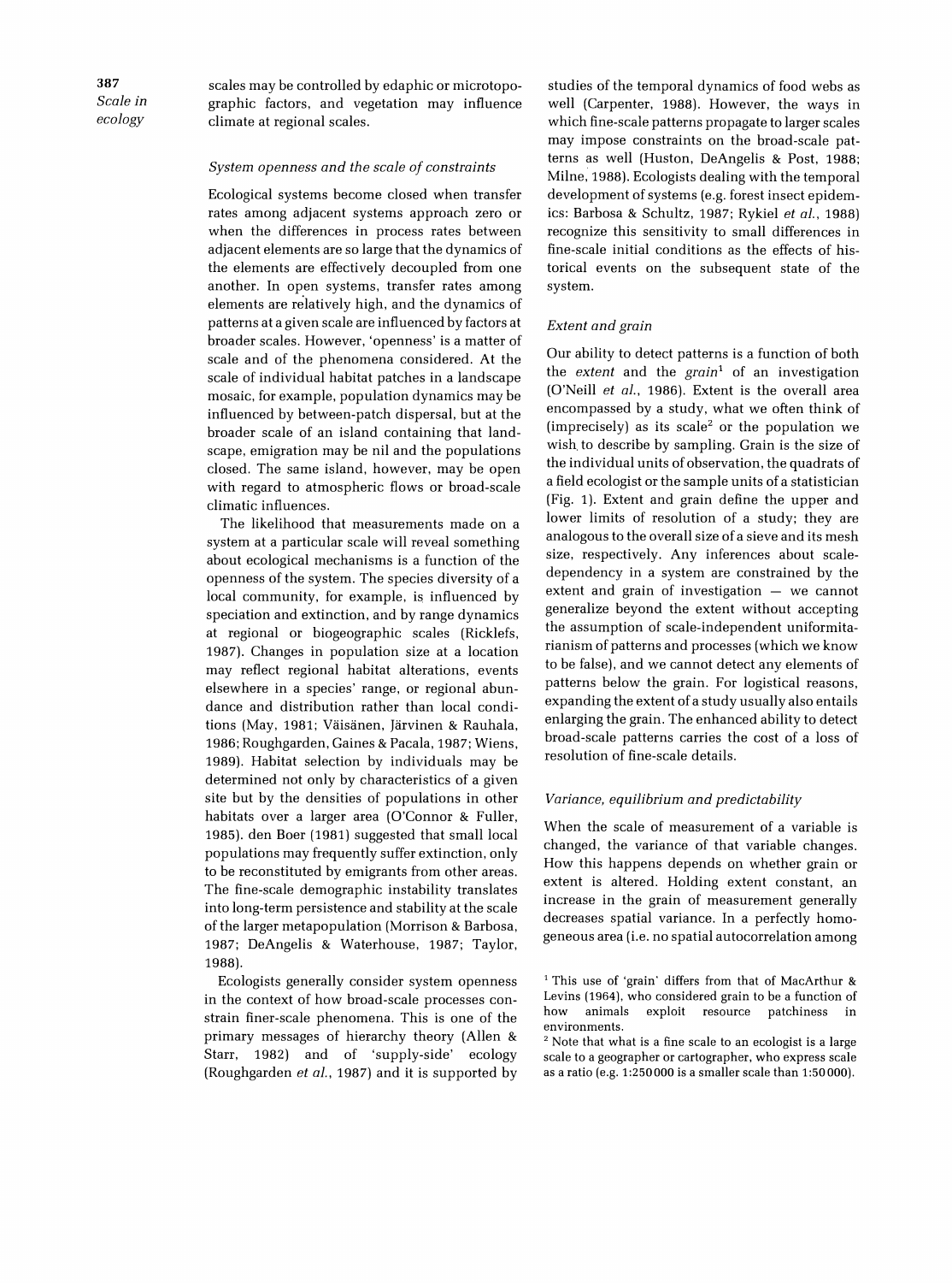scales may be controlled by edaphic or microtopographic factors, and vegetation may influence climate at regional scales.

### *System openness and the scale of constraints*

Ecological systems become closed when transfer rates among adjacent systems approach zero or when the differences in process rates between adjacent elements are so large that the dynamics of the elements are effectively decoupled from one another. In open systems, transfer rates among elements are relatively high, and the dynamics of patterns at a given scale are influenced by factors at broader scales. However, 'openness' is a matter of scale and of the phenomena considered. At the scale of individual habitat patches in a landscape mosaic, for example, population dynamics may be influenced by between-patch dispersal, but at the broader scale of an island containing that landscape, emigration may be nil and the populations closed. The same island, however, may be open with regard to atmospheric flows or broad-scale climatic influences.

The likelihood that measurements made on a system at a particular scale will reveal something about ecological mechanisms is a function of the openness of the system. The species diversity of a local community, for example, is influenced by speciation and extinction, and by range dynamics at regional or biogeographic scales (Ricklefs, 1987). Changes in population size at a location may reflect regional habitat alterations, events elsewhere in a species' range, or regional abundance and distribution rather than local conditions (May, 1981; Väisänen, Järvinen & Rauhala, 1986; Roughgarden, Gaines & Pacala, 1987; Wiens, 1989). Habitat selection by individuals may be determined not only by characteristics of a given site but by the densities of populations in other habitats over a larger area (O'Connor & Fuller, 1985). den Boer (1981) suggested that small local populations may frequently suffer extinction, only to be reconstituted by emigrants from other areas. The fine-scale demographic instability translates into long-term persistence and stability at the scale of the larger metapopulation (Morrison & Barbosa, 1987; DeAngelis & Waterhouse, 1987; Taylor, 1988).

Ecologists generally consider system openness in the context of how broad-scale processes constrain finer-scale phenomena. This is one of the primary messages of hierarchy theory (Allen & Starr, 1982) and of 'supply-side' ecology (Roughgarden *et al.*, 1987) and it is supported by studies of the temporal dynamics of food webs as well (Carpenter, 1988). However, the ways in which fine-scale patterns propagate to larger scales may impose constraints on the broad-scale patterns as well (Huston, DeAngelis & Post, 1988; Milne, 1988). Ecologists dealing with the temporal development of systems (e.g. forest insect epidemics: Barbosa & Schultz, 1987; Rykiel *et al.*, 1988) recognize this sensitivity to small differences in fine-scale initial conditions as the effects of historical events on the subsequent state of the system.

### *Extent and grain*

Our ability to detect patterns is a function of both the *extent* and the *grain*[1] of an investigation (O'Neill *et al.*, 1986). Extent is the overall area encompassed by a study, what we often think of (imprecisely) as its scale[2] or the population we wish to describe by sampling. Grain is the size of the individual units of observation, the quadrats of a field ecologist or the sample units of a statistician (Fig. 1). Extent and grain define the upper and lower limits of resolution of a study; they are analogous to the overall size of a sieve and its mesh size, respectively. Any inferences about scale-dependency in a system are constrained by the extent and grain of investigation — we cannot generalize beyond the extent without accepting the assumption of scale-independent uniformitarianism of patterns and processes (which we know to be false), and we cannot detect any elements of patterns below the grain. For logistical reasons, expanding the extent of a study usually also entails enlarging the grain. The enhanced ability to detect broad-scale patterns carries the cost of a loss of resolution of fine-scale details.

### *Variance, equilibrium and predictability*

When the scale of measurement of a variable is changed, the variance of that variable changes. How this happens depends on whether grain or extent is altered. Holding extent constant, an increase in the grain of measurement generally decreases spatial variance. In a perfectly homogeneous area (i.e. no spatial autocorrelation among

---

[1] This use of 'grain' differs from that of MacArthur & Levins (1964), who considered grain to be a function of how animals exploit resource patchiness in environments.

[2] Note that what is a fine scale to an ecologist is a large scale to a geographer or cartographer, who express scale as a ratio (e.g. 1:250 000 is a smaller scale than 1:50 000).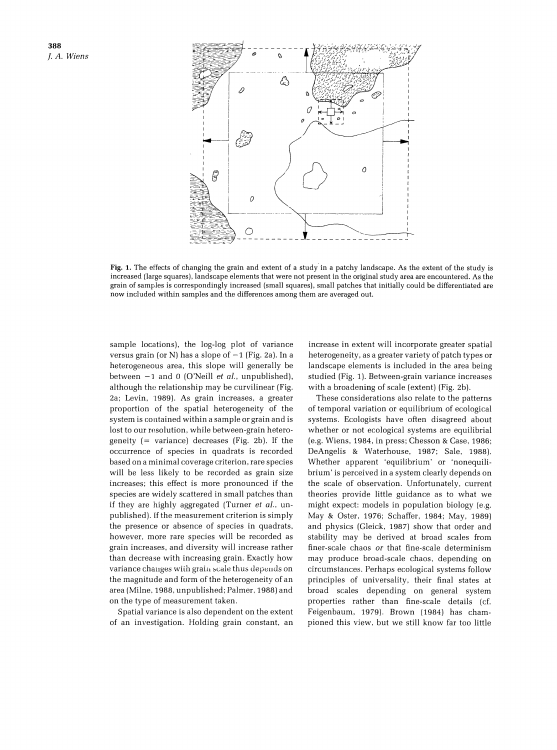Fig. 1. The effects of changing the grain and extent of a study in a patchy landscape. As the extent of the study is increased (large squares), landscape elements that were not present in the original study area are encountered. As the grain of samples is correspondingly increased (small squares), small patches that initially could be differentiated are now included within samples and the differences among them are averaged out.

sample locations), the log-log plot of variance versus grain (or N) has a slope of $-1$ (Fig. 2a). In a heterogeneous area, this slope will generally be between $-1$ and 0 (O'Neill *et al.*, unpublished), although the relationship may be curvilinear (Fig. 2a; Levin, 1989). As grain increases, a greater proportion of the spatial heterogeneity of the system is contained within a sample or grain and is lost to our resolution, while between-grain heterogeneity (= variance) decreases (Fig. 2b). If the occurrence of species in quadrats is recorded based on a minimal coverage criterion, rare species will be less likely to be recorded as grain size increases; this effect is more pronounced if the species are widely scattered in small patches than if they are highly aggregated (Turner *et al.*, unpublished). If the measurement criterion is simply the presence or absence of species in quadrats, however, more rare species will be recorded as grain increases, and diversity will increase rather than decrease with increasing grain. Exactly how variance changes with grain scale thus depends on the magnitude and form of the heterogeneity of an area (Milne, 1988, unpublished; Palmer, 1988) and on the type of measurement taken.

Spatial variance is also dependent on the extent of an investigation. Holding grain constant, an increase in extent will incorporate greater spatial heterogeneity, as a greater variety of patch types or landscape elements is included in the area being studied (Fig. 1). Between-grain variance increases with a broadening of scale (extent) (Fig. 2b).

These considerations also relate to the patterns of temporal variation or equilibrium of ecological systems. Ecologists have often disagreed about whether or not ecological systems are equilibrial (e.g. Wiens, 1984, in press; Chesson & Case, 1986; DeAngelis & Waterhouse, 1987; Sale, 1988). Whether apparent 'equilibrium' or 'nonequilibrium' is perceived in a system clearly depends on the scale of observation. Unfortunately, current theories provide little guidance as to what we might expect: models in population biology (e.g. May & Oster, 1976; Schaffer, 1984; May, 1989) and physics (Gleick, 1987) show that order and stability may be derived at broad scales from finer-scale chaos *or* that fine-scale determinism may produce broad-scale chaos, depending on circumstances. Perhaps ecological systems follow principles of universality, their final states at broad scales depending on general system properties rather than fine-scale details (cf. Feigenbaum, 1979). Brown (1984) has championed this view, but we still know far too little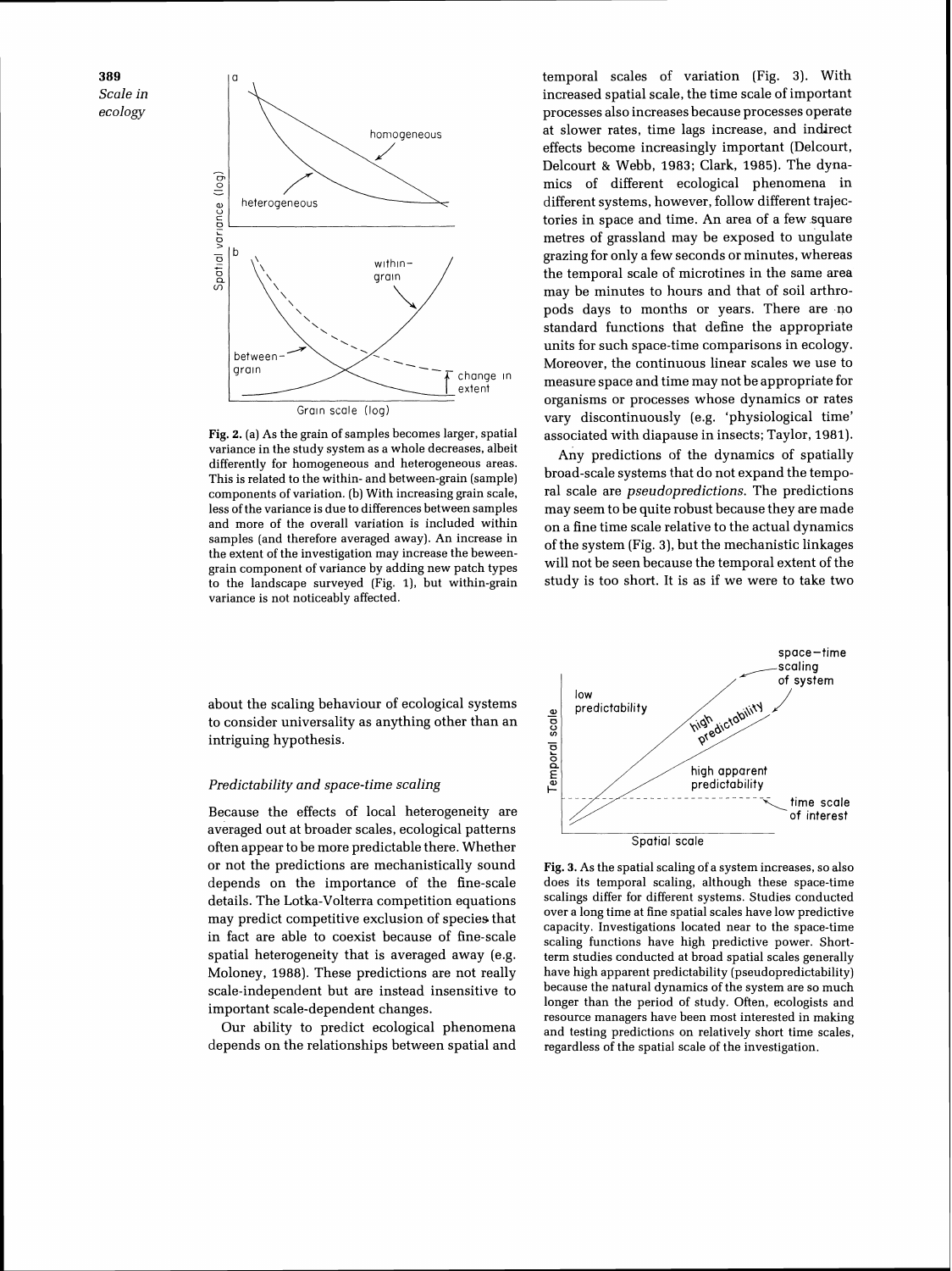a

homogeneous

heterogeneous

Spatial variance (log)

b

within-grain

between-grain

change in extent

Grain scale (log)

**Fig. 2.** (a) As the grain of samples becomes larger, spatial variance in the study system as a whole decreases, albeit differently for homogeneous and heterogeneous areas. This is related to the within- and between-grain (sample) components of variation. (b) With increasing grain scale, less of the variance is due to differences between samples and more of the overall variation is included within samples (and therefore averaged away). An increase in the extent of the investigation may increase the beween-grain component of variance by adding new patch types to the landscape surveyed (Fig. 1), but within-grain variance is not noticeably affected.

about the scaling behaviour of ecological systems to consider universality as anything other than an intriguing hypothesis.

### *Predictability and space-time scaling*

Because the effects of local heterogeneity are averaged out at broader scales, ecological patterns often appear to be more predictable there. Whether or not the predictions are mechanistically sound depends on the importance of the fine-scale details. The Lotka-Volterra competition equations may predict competitive exclusion of species that in fact are able to coexist because of fine-scale spatial heterogeneity that is averaged away (e.g. Moloney, 1988). These predictions are not really scale-independent but are instead insensitive to important scale-dependent changes.

Our ability to predict ecological phenomena depends on the relationships between spatial and temporal scales of variation (Fig. 3). With increased spatial scale, the time scale of important processes also increases because processes operate at slower rates, time lags increase, and indirect effects become increasingly important (Delcourt, Delcourt & Webb, 1983; Clark, 1985). The dynamics of different ecological phenomena in different systems, however, follow different trajectories in space and time. An area of a few square metres of grassland may be exposed to ungulate grazing for only a few seconds or minutes, whereas the temporal scale of microtines in the same area may be minutes to hours and that of soil arthropods days to months or years. There are no standard functions that define the appropriate units for such space-time comparisons in ecology. Moreover, the continuous linear scales we use to measure space and time may not be appropriate for organisms or processes whose dynamics or rates vary discontinuously (e.g. 'physiological time' associated with diapause in insects; Taylor, 1981).

Any predictions of the dynamics of spatially broad-scale systems that do not expand the temporal scale are *pseudopredictions*. The predictions may seem to be quite robust because they are made on a fine time scale relative to the actual dynamics of the system (Fig. 3), but the mechanistic linkages will not be seen because the temporal extent of the study is too short. It is as if we were to take two

space–time scaling of system

low predictability

high predictability

high apparent predictability

time scale of interest

Temporal scale

Spatial scale

**Fig. 3.** As the spatial scaling of a system increases, so also does its temporal scaling, although these space-time scalings differ for different systems. Studies conducted over a long time at fine spatial scales have low predictive capacity. Investigations located near to the space-time scaling functions have high predictive power. Short-term studies conducted at broad spatial scales generally have high apparent predictability (pseudopredictability) because the natural dynamics of the system are so much longer than the period of study. Often, ecologists and resource managers have been most interested in making and testing predictions on relatively short time scales, regardless of the spatial scale of the investigation.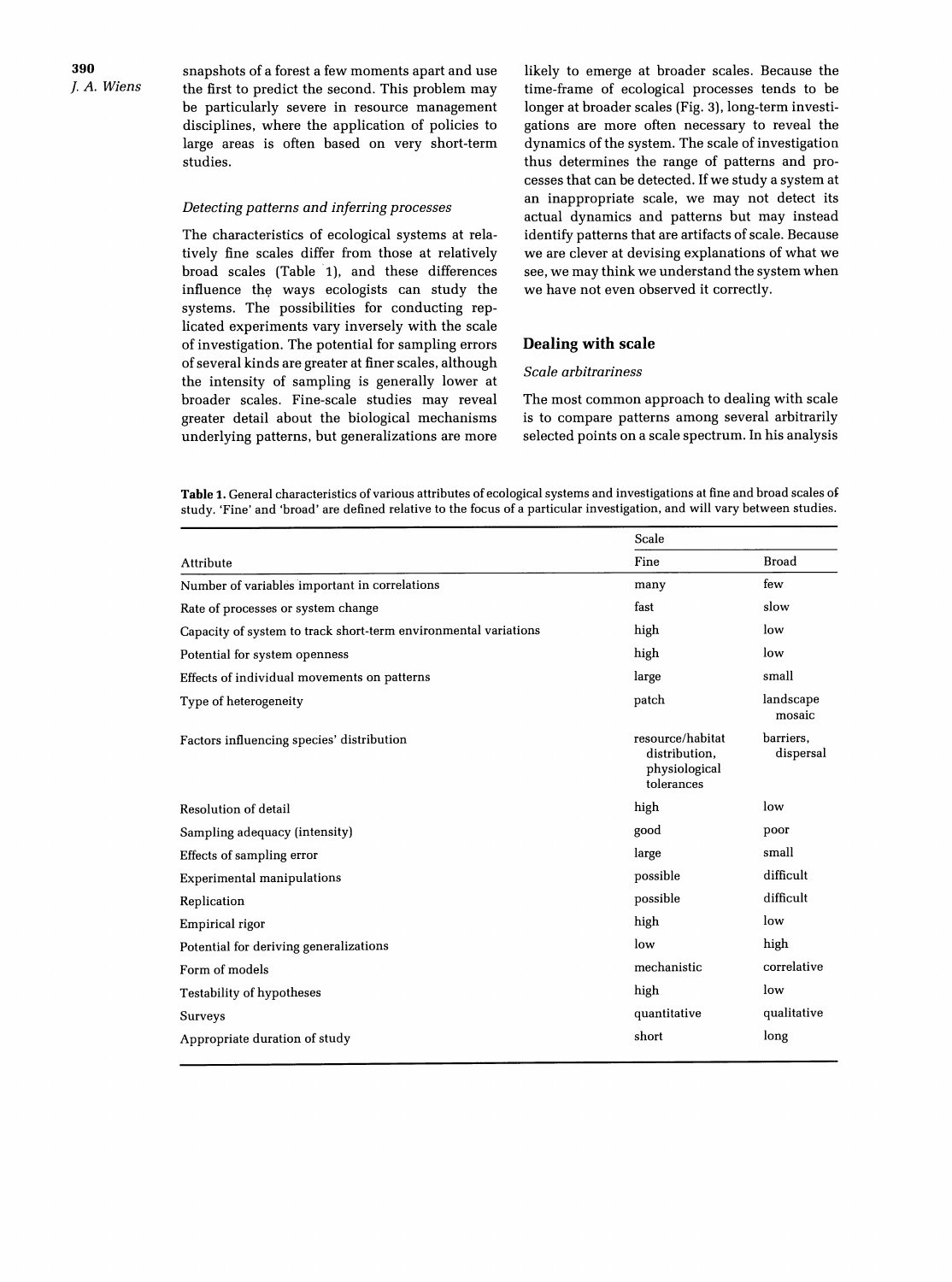snapshots of a forest a few moments apart and use the first to predict the second. This problem may be particularly severe in resource management disciplines, where the application of policies to large areas is often based on very short-term studies.

### *Detecting patterns and inferring processes*

The characteristics of ecological systems at relatively fine scales differ from those at relatively broad scales (Table 1), and these differences influence the ways ecologists can study the systems. The possibilities for conducting replicated experiments vary inversely with the scale of investigation. The potential for sampling errors of several kinds are greater at finer scales, although the intensity of sampling is generally lower at broader scales. Fine-scale studies may reveal greater detail about the biological mechanisms underlying patterns, but generalizations are more likely to emerge at broader scales. Because the time-frame of ecological processes tends to be longer at broader scales (Fig. 3), long-term investigations are more often necessary to reveal the dynamics of the system. The scale of investigation thus determines the range of patterns and processes that can be detected. If we study a system at an inappropriate scale, we may not detect its actual dynamics and patterns but may instead identify patterns that are artifacts of scale. Because we are clever at devising explanations of what we see, we may think we understand the system when we have not even observed it correctly.

## Dealing with scale

### *Scale arbitrariness*

The most common approach to dealing with scale is to compare patterns among several arbitrarily selected points on a scale spectrum. In his analysis

**Table 1.** General characteristics of various attributes of ecological systems and investigations at fine and broad scales of study. 'Fine' and 'broad' are defined relative to the focus of a particular investigation, and will vary between studies.

| Attribute | Scale: Fine | Scale: Broad |
|---|---|---|
| Number of variables important in correlations | many | few |
| Rate of processes or system change | fast | slow |
| Capacity of system to track short-term environmental variations | high | low |
| Potential for system openness | high | low |
| Effects of individual movements on patterns | large | small |
| Type of heterogeneity | patch | landscape mosaic |
| Factors influencing species' distribution | resource/habitat distribution, physiological tolerances | barriers, dispersal |
| Resolution of detail | high | low |
| Sampling adequacy (intensity) | good | poor |
| Effects of sampling error | large | small |
| Experimental manipulations | possible | difficult |
| Replication | possible | difficult |
| Empirical rigor | high | low |
| Potential for deriving generalizations | low | high |
| Form of models | mechanistic | correlative |
| Testability of hypotheses | high | low |
| Surveys | quantitative | qualitative |
| Appropriate duration of study | short | long |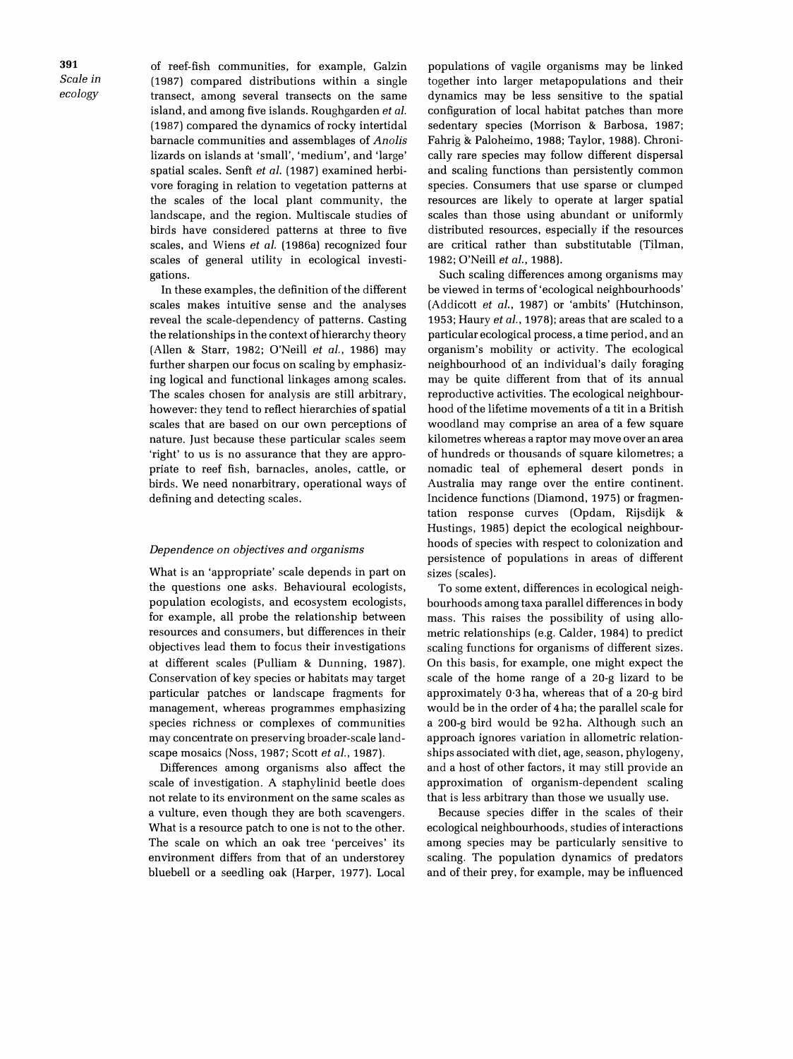of reef-fish communities, for example, Galzin (1987) compared distributions within a single transect, among several transects on the same island, and among five islands. Roughgarden *et al.* (1987) compared the dynamics of rocky intertidal barnacle communities and assemblages of *Anolis* lizards on islands at 'small', 'medium', and 'large' spatial scales. Senft *et al.* (1987) examined herbivore foraging in relation to vegetation patterns at the scales of the local plant community, the landscape, and the region. Multiscale studies of birds have considered patterns at three to five scales, and Wiens *et al.* (1986a) recognized four scales of general utility in ecological investigations.

In these examples, the definition of the different scales makes intuitive sense and the analyses reveal the scale-dependency of patterns. Casting the relationships in the context of hierarchy theory (Allen & Starr, 1982; O'Neill *et al.*, 1986) may further sharpen our focus on scaling by emphasizing logical and functional linkages among scales. The scales chosen for analysis are still arbitrary, however: they tend to reflect hierarchies of spatial scales that are based on our own perceptions of nature. Just because these particular scales seem 'right' to us is no assurance that they are appropriate to reef fish, barnacles, anoles, cattle, or birds. We need nonarbitrary, operational ways of defining and detecting scales.

### *Dependence on objectives and organisms*

What is an 'appropriate' scale depends in part on the questions one asks. Behavioural ecologists, population ecologists, and ecosystem ecologists, for example, all probe the relationship between resources and consumers, but differences in their objectives lead them to focus their investigations at different scales (Pulliam & Dunning, 1987). Conservation of key species or habitats may target particular patches or landscape fragments for management, whereas programmes emphasizing species richness or complexes of communities may concentrate on preserving broader-scale landscape mosaics (Noss, 1987; Scott *et al.*, 1987).

Differences among organisms also affect the scale of investigation. A staphylinid beetle does not relate to its environment on the same scales as a vulture, even though they are both scavengers. What is a resource patch to one is not to the other. The scale on which an oak tree 'perceives' its environment differs from that of an understorey bluebell or a seedling oak (Harper, 1977). Local populations of vagile organisms may be linked together into larger metapopulations and their dynamics may be less sensitive to the spatial configuration of local habitat patches than more sedentary species (Morrison & Barbosa, 1987; Fahrig & Paloheimo, 1988; Taylor, 1988). Chronically rare species may follow different dispersal and scaling functions than persistently common species. Consumers that use sparse or clumped resources are likely to operate at larger spatial scales than those using abundant or uniformly distributed resources, especially if the resources are critical rather than substitutable (Tilman, 1982; O'Neill *et al.*, 1988).

Such scaling differences among organisms may be viewed in terms of 'ecological neighbourhoods' (Addicott *et al.*, 1987) or 'ambits' (Hutchinson, 1953; Haury *et al.*, 1978); areas that are scaled to a particular ecological process, a time period, and an organism's mobility or activity. The ecological neighbourhood of an individual's daily foraging may be quite different from that of its annual reproductive activities. The ecological neighbourhood of the lifetime movements of a tit in a British woodland may comprise an area of a few square kilometres whereas a raptor may move over an area of hundreds or thousands of square kilometres; a nomadic teal of ephemeral desert ponds in Australia may range over the entire continent. Incidence functions (Diamond, 1975) or fragmentation response curves (Opdam, Rijsdijk & Hustings, 1985) depict the ecological neighbourhoods of species with respect to colonization and persistence of populations in areas of different sizes (scales).

To some extent, differences in ecological neighbourhoods among taxa parallel differences in body mass. This raises the possibility of using allometric relationships (e.g. Calder, 1984) to predict scaling functions for organisms of different sizes. On this basis, for example, one might expect the scale of the home range of a 20-g lizard to be approximately 0·3 ha, whereas that of a 20-g bird would be in the order of 4 ha; the parallel scale for a 200-g bird would be 92 ha. Although such an approach ignores variation in allometric relationships associated with diet, age, season, phylogeny, and a host of other factors, it may still provide an approximation of organism-dependent scaling that is less arbitrary than those we usually use.

Because species differ in the scales of their ecological neighbourhoods, studies of interactions among species may be particularly sensitive to scaling. The population dynamics of predators and of their prey, for example, may be influenced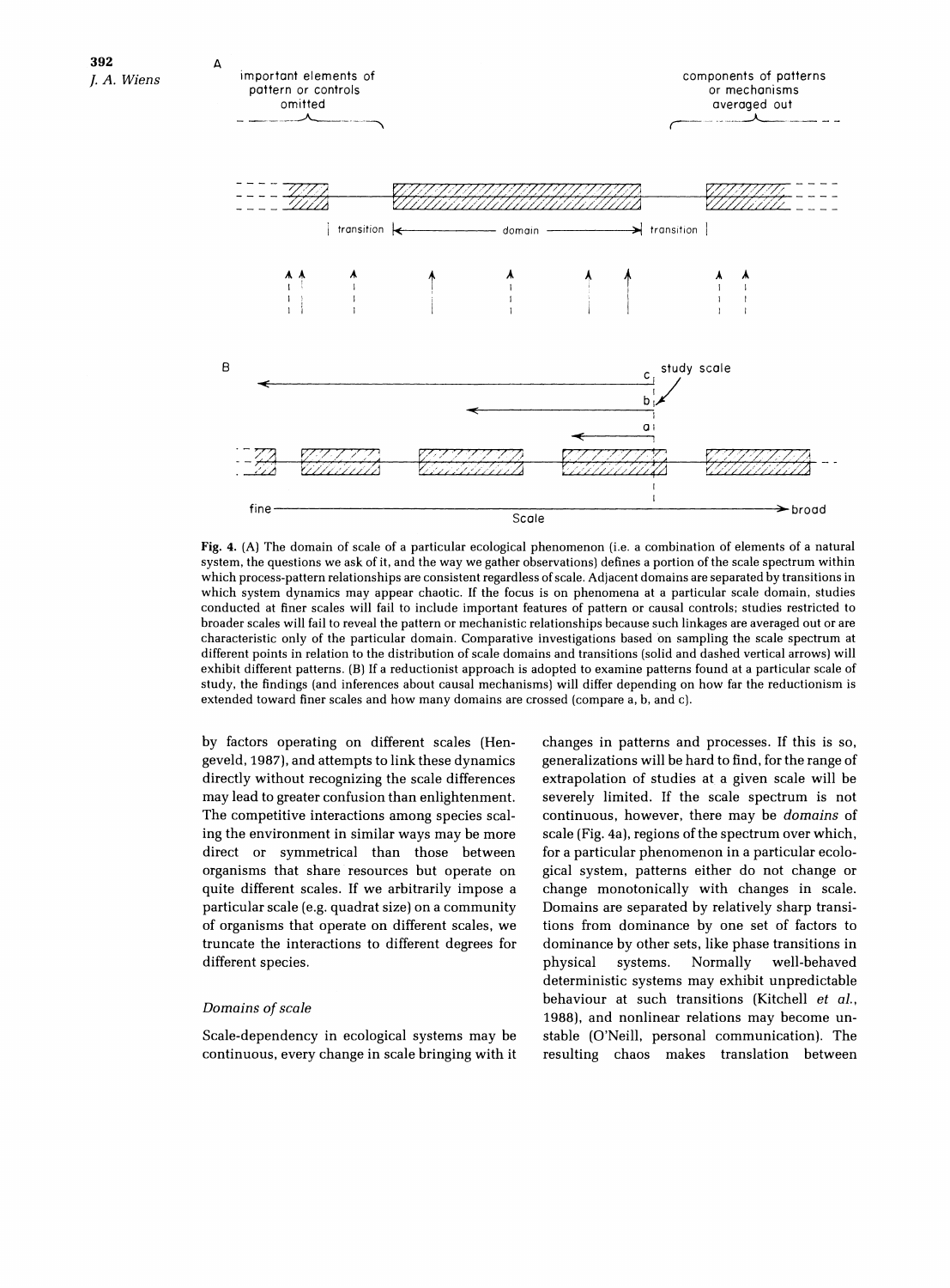A

important elements of pattern or controls omitted

components of patterns or mechanisms averaged out

transition

domain

transition

B

study scale

c

b

a

fine

Scale

broad

**Fig. 4.** (A) The domain of scale of a particular ecological phenomenon (i.e. a combination of elements of a natural system, the questions we ask of it, and the way we gather observations) defines a portion of the scale spectrum within which process-pattern relationships are consistent regardless of scale. Adjacent domains are separated by transitions in which system dynamics may appear chaotic. If the focus is on phenomena at a particular scale domain, studies conducted at finer scales will fail to include important features of pattern or causal controls; studies restricted to broader scales will fail to reveal the pattern or mechanistic relationships because such linkages are averaged out or are characteristic only of the particular domain. Comparative investigations based on sampling the scale spectrum at different points in relation to the distribution of scale domains and transitions (solid and dashed vertical arrows) will exhibit different patterns. (B) If a reductionist approach is adopted to examine patterns found at a particular scale of study, the findings (and inferences about causal mechanisms) will differ depending on how far the reductionism is extended toward finer scales and how many domains are crossed (compare a, b, and c).

by factors operating on different scales (Hengeveld, 1987), and attempts to link these dynamics directly without recognizing the scale differences may lead to greater confusion than enlightenment. The competitive interactions among species scaling the environment in similar ways may be more direct or symmetrical than those between organisms that share resources but operate on quite different scales. If we arbitrarily impose a particular scale (e.g. quadrat size) on a community of organisms that operate on different scales, we truncate the interactions to different degrees for different species.

### *Domains of scale*

Scale-dependency in ecological systems may be continuous, every change in scale bringing with it changes in patterns and processes. If this is so, generalizations will be hard to find, for the range of extrapolation of studies at a given scale will be severely limited. If the scale spectrum is not continuous, however, there may be *domains* of scale (Fig. 4a), regions of the spectrum over which, for a particular phenomenon in a particular ecological system, patterns either do not change or change monotonically with changes in scale. Domains are separated by relatively sharp transitions from dominance by one set of factors to dominance by other sets, like phase transitions in physical systems. Normally well-behaved deterministic systems may exhibit unpredictable behaviour at such transitions (Kitchell *et al.*, 1988), and nonlinear relations may become unstable (O'Neill, personal communication). The resulting chaos makes translation between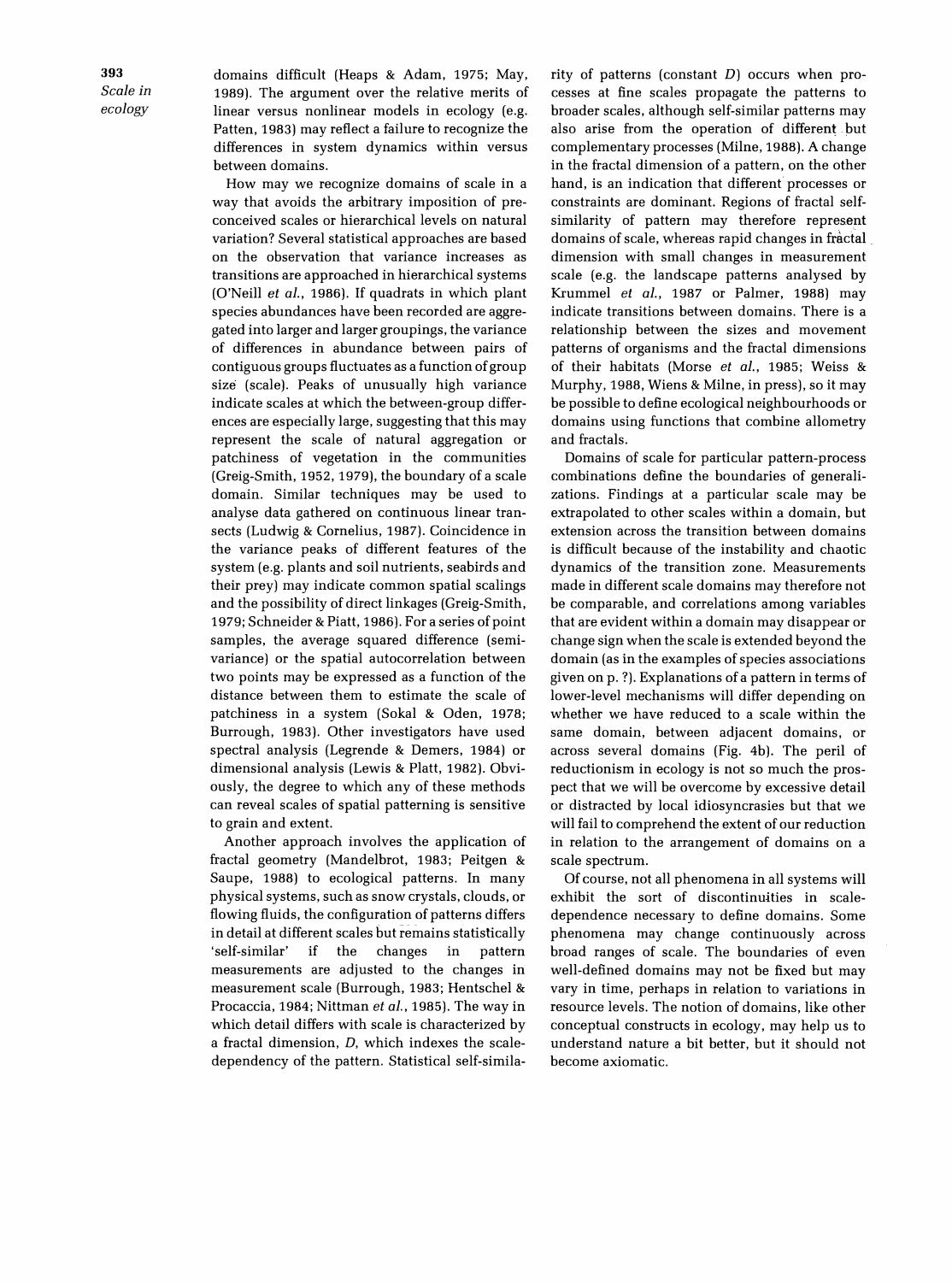domains difficult (Heaps & Adam, 1975; May, 1989). The argument over the relative merits of linear versus nonlinear models in ecology (e.g. Patten, 1983) may reflect a failure to recognize the differences in system dynamics within versus between domains.

How may we recognize domains of scale in a way that avoids the arbitrary imposition of preconceived scales or hierarchical levels on natural variation? Several statistical approaches are based on the observation that variance increases as transitions are approached in hierarchical systems (O'Neill *et al.*, 1986). If quadrats in which plant species abundances have been recorded are aggregated into larger and larger groupings, the variance of differences in abundance between pairs of contiguous groups fluctuates as a function of group size (scale). Peaks of unusually high variance indicate scales at which the between-group differences are especially large, suggesting that this may represent the scale of natural aggregation or patchiness of vegetation in the communities (Greig-Smith, 1952, 1979), the boundary of a scale domain. Similar techniques may be used to analyse data gathered on continuous linear transects (Ludwig & Cornelius, 1987). Coincidence in the variance peaks of different features of the system (e.g. plants and soil nutrients, seabirds and their prey) may indicate common spatial scalings and the possibility of direct linkages (Greig-Smith, 1979; Schneider & Piatt, 1986). For a series of point samples, the average squared difference (semivariance) or the spatial autocorrelation between two points may be expressed as a function of the distance between them to estimate the scale of patchiness in a system (Sokal & Oden, 1978; Burrough, 1983). Other investigators have used spectral analysis (Legrende & Demers, 1984) or dimensional analysis (Lewis & Platt, 1982). Obviously, the degree to which any of these methods can reveal scales of spatial patterning is sensitive to grain and extent.

Another approach involves the application of fractal geometry (Mandelbrot, 1983; Peitgen & Saupe, 1988) to ecological patterns. In many physical systems, such as snow crystals, clouds, or flowing fluids, the configuration of patterns differs in detail at different scales but remains statistically 'self-similar' if the changes in pattern measurements are adjusted to the changes in measurement scale (Burrough, 1983; Hentschel & Procaccia, 1984; Nittman *et al.*, 1985). The way in which detail differs with scale is characterized by a fractal dimension, $D$, which indexes the scale-dependency of the pattern. Statistical self-similarity of patterns (constant $D$) occurs when processes at fine scales propagate the patterns to broader scales, although self-similar patterns may also arise from the operation of different but complementary processes (Milne, 1988). A change in the fractal dimension of a pattern, on the other hand, is an indication that different processes or constraints are dominant. Regions of fractal self-similarity of pattern may therefore represent domains of scale, whereas rapid changes in fractal dimension with small changes in measurement scale (e.g. the landscape patterns analysed by Krummel *et al.*, 1987 or Palmer, 1988) may indicate transitions between domains. There is a relationship between the sizes and movement patterns of organisms and the fractal dimensions of their habitats (Morse *et al.*, 1985; Weiss & Murphy, 1988, Wiens & Milne, in press), so it may be possible to define ecological neighbourhoods or domains using functions that combine allometry and fractals.

Domains of scale for particular pattern-process combinations define the boundaries of generalizations. Findings at a particular scale may be extrapolated to other scales within a domain, but extension across the transition between domains is difficult because of the instability and chaotic dynamics of the transition zone. Measurements made in different scale domains may therefore not be comparable, and correlations among variables that are evident within a domain may disappear or change sign when the scale is extended beyond the domain (as in the examples of species associations given on p. ?). Explanations of a pattern in terms of lower-level mechanisms will differ depending on whether we have reduced to a scale within the same domain, between adjacent domains, or across several domains (Fig. 4b). The peril of reductionism in ecology is not so much the prospect that we will be overcome by excessive detail or distracted by local idiosyncrasies but that we will fail to comprehend the extent of our reduction in relation to the arrangement of domains on a scale spectrum.

Of course, not all phenomena in all systems will exhibit the sort of discontinuities in scale-dependence necessary to define domains. Some phenomena may change continuously across broad ranges of scale. The boundaries of even well-defined domains may not be fixed but may vary in time, perhaps in relation to variations in resource levels. The notion of domains, like other conceptual constructs in ecology, may help us to understand nature a bit better, but it should not become axiomatic.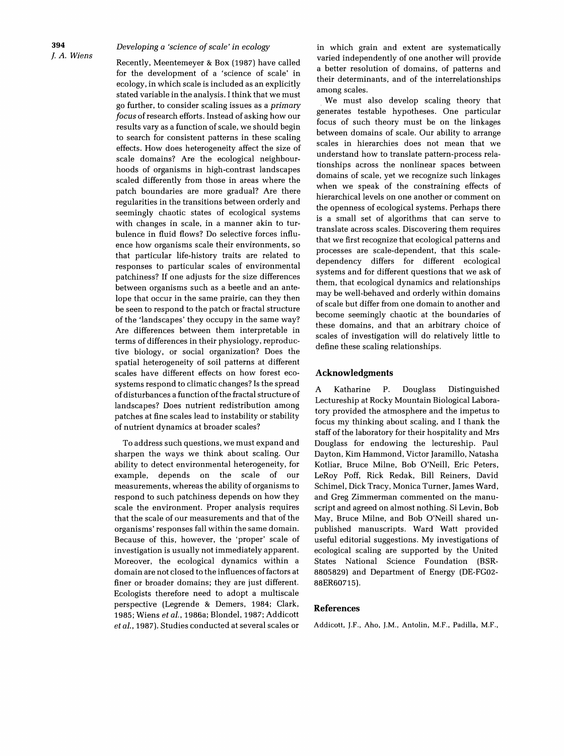### Developing a 'science of scale' in ecology

Recently, Meentemeyer & Box (1987) have called for the development of a 'science of scale' in ecology, in which scale is included as an explicitly stated variable in the analysis. I think that we must go further, to consider scaling issues as a *primary focus* of research efforts. Instead of asking how our results vary as a function of scale, we should begin to search for consistent patterns in these scaling effects. How does heterogeneity affect the size of scale domains? Are the ecological neighbourhoods of organisms in high-contrast landscapes scaled differently from those in areas where the patch boundaries are more gradual? Are there regularities in the transitions between orderly and seemingly chaotic states of ecological systems with changes in scale, in a manner akin to turbulence in fluid flows? Do selective forces influence how organisms scale their environments, so that particular life-history traits are related to responses to particular scales of environmental patchiness? If one adjusts for the size differences between organisms such as a beetle and an antelope that occur in the same prairie, can they then be seen to respond to the patch or fractal structure of the 'landscapes' they occupy in the same way? Are differences between them interpretable in terms of differences in their physiology, reproductive biology, or social organization? Does the spatial heterogeneity of soil patterns at different scales have different effects on how forest ecosystems respond to climatic changes? Is the spread of disturbances a function of the fractal structure of landscapes? Does nutrient redistribution among patches at fine scales lead to instability or stability of nutrient dynamics at broader scales?

To address such questions, we must expand and sharpen the ways we think about scaling. Our ability to detect environmental heterogeneity, for example, depends on the scale of our measurements, whereas the ability of organisms to respond to such patchiness depends on how they scale the environment. Proper analysis requires that the scale of our measurements and that of the organisms' responses fall within the same domain. Because of this, however, the 'proper' scale of investigation is usually not immediately apparent. Moreover, the ecological dynamics within a domain are not closed to the influences of factors at finer or broader domains; they are just different. Ecologists therefore need to adopt a multiscale perspective (Legrende & Demers, 1984; Clark, 1985; Wiens *et al.*, 1986a; Blondel, 1987; Addicott *et al.*, 1987). Studies conducted at several scales or in which grain and extent are systematically varied independently of one another will provide a better resolution of domains, of patterns and their determinants, and of the interrelationships among scales.

We must also develop scaling theory that generates testable hypotheses. One particular focus of such theory must be on the linkages between domains of scale. Our ability to arrange scales in hierarchies does not mean that we understand how to translate pattern-process relationships across the nonlinear spaces between domains of scale, yet we recognize such linkages when we speak of the constraining effects of hierarchical levels on one another or comment on the openness of ecological systems. Perhaps there is a small set of algorithms that can serve to translate across scales. Discovering them requires that we first recognize that ecological patterns and processes are scale-dependent, that this scale-dependency differs for different ecological systems and for different questions that we ask of them, that ecological dynamics and relationships may be well-behaved and orderly within domains of scale but differ from one domain to another and become seemingly chaotic at the boundaries of these domains, and that an arbitrary choice of scales of investigation will do relatively little to define these scaling relationships.

## Acknowledgments

A Katharine P. Douglass Distinguished Lectureship at Rocky Mountain Biological Laboratory provided the atmosphere and the impetus to focus my thinking about scaling, and I thank the staff of the laboratory for their hospitality and Mrs Douglass for endowing the lectureship. Paul Dayton, Kim Hammond, Victor Jaramillo, Natasha Kotliar, Bruce Milne, Bob O'Neill, Eric Peters, LeRoy Poff, Rick Redak, Bill Reiners, David Schimel, Dick Tracy, Monica Turner, James Ward, and Greg Zimmerman commented on the manuscript and agreed on almost nothing. Si Levin, Bob May, Bruce Milne, and Bob O'Neill shared unpublished manuscripts. Ward Watt provided useful editorial suggestions. My investigations of ecological scaling are supported by the United States National Science Foundation (BSR-8805829) and Department of Energy (DE-FG02-88ER60715).

## References

Addicott, J.F., Aho, J.M., Antolin, M.F., Padilla, M.F.,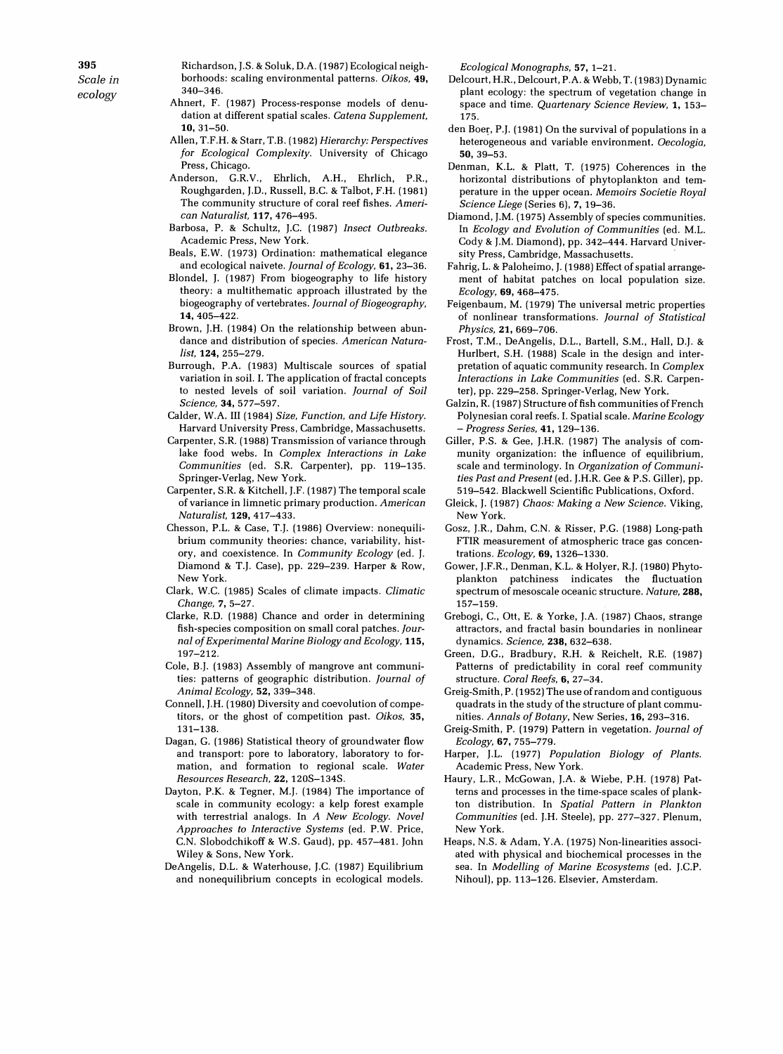Richardson, J.S. & Soluk, D.A. (1987) Ecological neighborhoods: scaling environmental patterns. *Oikos*, **49**, 340–346.

Ahnert, F. (1987) Process-response models of denudation at different spatial scales. *Catena Supplement*, **10**, 31–50.

Allen, T.F.H. & Starr, T.B. (1982) *Hierarchy: Perspectives for Ecological Complexity*. University of Chicago Press, Chicago.

Anderson, G.R.V., Ehrlich, A.H., Ehrlich, P.R., Roughgarden, J.D., Russell, B.C. & Talbot, F.H. (1981) The community structure of coral reef fishes. *American Naturalist*, **117**, 476–495.

Barbosa, P. & Schultz, J.C. (1987) *Insect Outbreaks*. Academic Press, New York.

Beals, E.W. (1973) Ordination: mathematical elegance and ecological naivete. *Journal of Ecology*, **61**, 23–36.

Blondel, J. (1987) From biogeography to life history theory: a multithematic approach illustrated by the biogeography of vertebrates. *Journal of Biogeography*, **14**, 405–422.

Brown, J.H. (1984) On the relationship between abundance and distribution of species. *American Naturalist*, **124**, 255–279.

Burrough, P.A. (1983) Multiscale sources of spatial variation in soil. I. The application of fractal concepts to nested levels of soil variation. *Journal of Soil Science*, **34**, 577–597.

Calder, W.A. III (1984) *Size, Function, and Life History*. Harvard University Press, Cambridge, Massachusetts.

Carpenter, S.R. (1988) Transmission of variance through lake food webs. In *Complex Interactions in Lake Communities* (ed. S.R. Carpenter), pp. 119–135. Springer-Verlag, New York.

Carpenter, S.R. & Kitchell, J.F. (1987) The temporal scale of variance in limnetic primary production. *American Naturalist*, **129**, 417–433.

Chesson, P.L. & Case, T.J. (1986) Overview: nonequilibrium community theories: chance, variability, history, and coexistence. In *Community Ecology* (ed. J. Diamond & T.J. Case), pp. 229–239. Harper & Row, New York.

Clark, W.C. (1985) Scales of climate impacts. *Climatic Change*, **7**, 5–27.

Clarke, R.D. (1988) Chance and order in determining fish-species composition on small coral patches. *Journal of Experimental Marine Biology and Ecology*, **115**, 197–212.

Cole, B.J. (1983) Assembly of mangrove ant communities: patterns of geographic distribution. *Journal of Animal Ecology*, **52**, 339–348.

Connell, J.H. (1980) Diversity and coevolution of competitors, or the ghost of competition past. *Oikos*, **35**, 131–138.

Dagan, G. (1986) Statistical theory of groundwater flow and transport: pore to laboratory, laboratory to formation, and formation to regional scale. *Water Resources Research*, **22**, 120S–134S.

Dayton, P.K. & Tegner, M.J. (1984) The importance of scale in community ecology: a kelp forest example with terrestrial analogs. In *A New Ecology. Novel Approaches to Interactive Systems* (ed. P.W. Price, C.N. Slobodchikoff & W.S. Gaud), pp. 457–481. John Wiley & Sons, New York.

DeAngelis, D.L. & Waterhouse, J.C. (1987) Equilibrium and nonequilibrium concepts in ecological models. *Ecological Monographs*, **57**, 1–21.

Delcourt, H.R., Delcourt, P.A. & Webb, T. (1983) Dynamic plant ecology: the spectrum of vegetation change in space and time. *Quaternary Science Review*, **1**, 153–175.

den Boer, P.J. (1981) On the survival of populations in a heterogeneous and variable environment. *Oecologia*, **50**, 39–53.

Denman, K.L. & Platt, T. (1975) Coherences in the horizontal distributions of phytoplankton and temperature in the upper ocean. *Memoirs Societie Royal Science Liege* (Series 6), **7**, 19–36.

Diamond, J.M. (1975) Assembly of species communities. In *Ecology and Evolution of Communities* (ed. M.L. Cody & J.M. Diamond), pp. 342–444. Harvard University Press, Cambridge, Massachusetts.

Fahrig, L. & Paloheimo, J. (1988) Effect of spatial arrangement of habitat patches on local population size. *Ecology*, **69**, 468–475.

Feigenbaum, M. (1979) The universal metric properties of nonlinear transformations. *Journal of Statistical Physics*, **21**, 669–706.

Frost, T.M., DeAngelis, D.L., Bartell, S.M., Hall, D.J. & Hurlbert, S.H. (1988) Scale in the design and interpretation of aquatic community research. In *Complex Interactions in Lake Communities* (ed. S.R. Carpenter), pp. 229–258. Springer-Verlag, New York.

Galzin, R. (1987) Structure of fish communities of French Polynesian coral reefs. I. Spatial scale. *Marine Ecology – Progress Series*, **41**, 129–136.

Giller, P.S. & Gee, J.H.R. (1987) The analysis of community organization: the influence of equilibrium, scale and terminology. In *Organization of Communities Past and Present* (ed. J.H.R. Gee & P.S. Giller), pp. 519–542. Blackwell Scientific Publications, Oxford.

Gleick, J. (1987) *Chaos: Making a New Science*. Viking, New York.

Gosz, J.R., Dahm, C.N. & Risser, P.G. (1988) Long-path FTIR measurement of atmospheric trace gas concentrations. *Ecology*, **69**, 1326–1330.

Gower, J.F.R., Denman, K.L. & Holyer, R.J. (1980) Phytoplankton patchiness indicates the fluctuation spectrum of mesoscale oceanic structure. *Nature*, **288**, 157–159.

Grebogi, C., Ott, E. & Yorke, J.A. (1987) Chaos, strange attractors, and fractal basin boundaries in nonlinear dynamics. *Science*, **238**, 632–638.

Green, D.G., Bradbury, R.H. & Reichelt, R.E. (1987) Patterns of predictability in coral reef community structure. *Coral Reefs*, **6**, 27–34.

Greig-Smith, P. (1952) The use of random and contiguous quadrats in the study of the structure of plant communities. *Annals of Botany*, New Series, **16**, 293–316.

Greig-Smith, P. (1979) Pattern in vegetation. *Journal of Ecology*, **67**, 755–779.

Harper, J.L. (1977) *Population Biology of Plants*. Academic Press, New York.

Haury, L.R., McGowan, J.A. & Wiebe, P.H. (1978) Patterns and processes in the time-space scales of plankton distribution. In *Spatial Pattern in Plankton Communities* (ed. J.H. Steele), pp. 277–327. Plenum, New York.

Heaps, N.S. & Adam, Y.A. (1975) Non-linearities associated with physical and biochemical processes in the sea. In *Modelling of Marine Ecosystems* (ed. J.C.P. Nihoul), pp. 113–126. Elsevier, Amsterdam.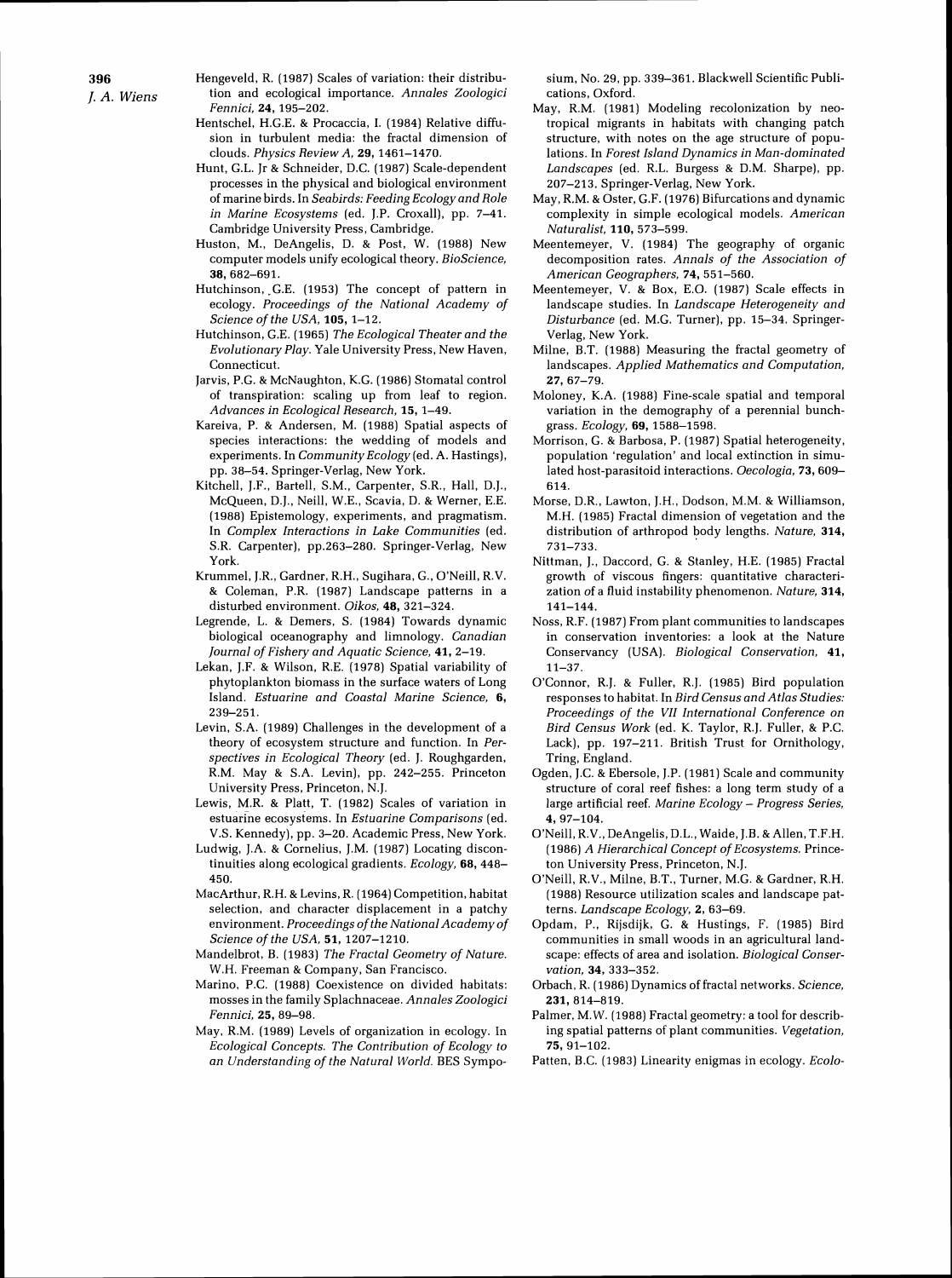Hengeveld, R. (1987) Scales of variation: their distribution and ecological importance. *Annales Zoologici Fennici*, **24**, 195–202.

Hentschel, H.G.E. & Procaccia, I. (1984) Relative diffusion in turbulent media: the fractal dimension of clouds. *Physics Review A*, **29**, 1461–1470.

Hunt, G.L. Jr & Schneider, D.C. (1987) Scale-dependent processes in the physical and biological environment of marine birds. In *Seabirds: Feeding Ecology and Role in Marine Ecosystems* (ed. J.P. Croxall), pp. 7–41. Cambridge University Press, Cambridge.

Huston, M., DeAngelis, D. & Post, W. (1988) New computer models unify ecological theory. *BioScience*, **38**, 682–691.

Hutchinson, G.E. (1953) The concept of pattern in ecology. *Proceedings of the National Academy of Science of the USA*, **105**, 1–12.

Hutchinson, G.E. (1965) *The Ecological Theater and the Evolutionary Play*. Yale University Press, New Haven, Connecticut.

Jarvis, P.G. & McNaughton, K.G. (1986) Stomatal control of transpiration: scaling up from leaf to region. *Advances in Ecological Research*, **15**, 1–49.

Kareiva, P. & Andersen, M. (1988) Spatial aspects of species interactions: the wedding of models and experiments. In *Community Ecology* (ed. A. Hastings), pp. 38–54. Springer-Verlag, New York.

Kitchell, J.F., Bartell, S.M., Carpenter, S.R., Hall, D.J., McQueen, D.J., Neill, W.E., Scavia, D. & Werner, E.E. (1988) Epistemology, experiments, and pragmatism. In *Complex Interactions in Lake Communities* (ed. S.R. Carpenter), pp.263–280. Springer-Verlag, New York.

Krummel, J.R., Gardner, R.H., Sugihara, G., O'Neill, R.V. & Coleman, P.R. (1987) Landscape patterns in a disturbed environment. *Oikos*, **48**, 321–324.

Legrende, L. & Demers, S. (1984) Towards dynamic biological oceanography and limnology. *Canadian Journal of Fishery and Aquatic Science*, **41**, 2–19.

Lekan, J.F. & Wilson, R.E. (1978) Spatial variability of phytoplankton biomass in the surface waters of Long Island. *Estuarine and Coastal Marine Science*, **6**, 239–251.

Levin, S.A. (1989) Challenges in the development of a theory of ecosystem structure and function. In *Perspectives in Ecological Theory* (ed. J. Roughgarden, R.M. May & S.A. Levin), pp. 242–255. Princeton University Press, Princeton, N.J.

Lewis, M.R. & Platt, T. (1982) Scales of variation in estuarine ecosystems. In *Estuarine Comparisons* (ed. V.S. Kennedy), pp. 3–20. Academic Press, New York.

Ludwig, J.A. & Cornelius, J.M. (1987) Locating discontinuities along ecological gradients. *Ecology*, **68**, 448–450.

MacArthur, R.H. & Levins, R. (1964) Competition, habitat selection, and character displacement in a patchy environment. *Proceedings of the National Academy of Science of the USA*, **51**, 1207–1210.

Mandelbrot, B. (1983) *The Fractal Geometry of Nature*. W.H. Freeman & Company, San Francisco.

Marino, P.C. (1988) Coexistence on divided habitats: mosses in the family Splachnaceae. *Annales Zoologici Fennici*, **25**, 89–98.

May, R.M. (1989) Levels of organization in ecology. In *Ecological Concepts. The Contribution of Ecology to an Understanding of the Natural World*. BES Symposium, No. 29, pp. 339–361. Blackwell Scientific Publications, Oxford.

May, R.M. (1981) Modeling recolonization by neotropical migrants in habitats with changing patch structure, with notes on the age structure of populations. In *Forest Island Dynamics in Man-dominated Landscapes* (ed. R.L. Burgess & D.M. Sharpe), pp. 207–213. Springer-Verlag, New York.

May, R.M. & Oster, G.F. (1976) Bifurcations and dynamic complexity in simple ecological models. *American Naturalist*, **110**, 573–599.

Meentemeyer, V. (1984) The geography of organic decomposition rates. *Annals of the Association of American Geographers*, **74**, 551–560.

Meentemeyer, V. & Box, E.O. (1987) Scale effects in landscape studies. In *Landscape Heterogeneity and Disturbance* (ed. M.G. Turner), pp. 15–34. Springer-Verlag, New York.

Milne, B.T. (1988) Measuring the fractal geometry of landscapes. *Applied Mathematics and Computation*, **27**, 67–79.

Moloney, K.A. (1988) Fine-scale spatial and temporal variation in the demography of a perennial bunchgrass. *Ecology*, **69**, 1588–1598.

Morrison, G. & Barbosa, P. (1987) Spatial heterogeneity, population 'regulation' and local extinction in simulated host-parasitoid interactions. *Oecologia*, **73**, 609–614.

Morse, D.R., Lawton, J.H., Dodson, M.M. & Williamson, M.H. (1985) Fractal dimension of vegetation and the distribution of arthropod body lengths. *Nature*, **314**, 731–733.

Nittman, J., Daccord, G. & Stanley, H.E. (1985) Fractal growth of viscous fingers: quantitative characterization of a fluid instability phenomenon. *Nature*, **314**, 141–144.

Noss, R.F. (1987) From plant communities to landscapes in conservation inventories: a look at the Nature Conservancy (USA). *Biological Conservation*, **41**, 11–37.

O'Connor, R.J. & Fuller, R.J. (1985) Bird population responses to habitat. In *Bird Census and Atlas Studies: Proceedings of the VII International Conference on Bird Census Work* (ed. K. Taylor, R.J. Fuller, & P.C. Lack), pp. 197–211. British Trust for Ornithology, Tring, England.

Ogden, J.C. & Ebersole, J.P. (1981) Scale and community structure of coral reef fishes: a long term study of a large artificial reef. *Marine Ecology – Progress Series*, **4**, 97–104.

O'Neill, R.V., DeAngelis, D.L., Waide, J.B. & Allen, T.F.H. (1986) *A Hierarchical Concept of Ecosystems*. Princeton University Press, Princeton, N.J.

O'Neill, R.V., Milne, B.T., Turner, M.G. & Gardner, R.H. (1988) Resource utilization scales and landscape pattern. *Landscape Ecology*, **2**, 63–69.

Opdam, P., Rijsdijk, G. & Hustings, F. (1985) Bird communities in small woods in an agricultural landscape: effects of area and isolation. *Biological Conservation*, **34**, 333–352.

Orbach, R. (1986) Dynamics of fractal networks. *Science*, **231**, 814–819.

Palmer, M.W. (1988) Fractal geometry: a tool for describing spatial patterns of plant communities. *Vegetation*, **75**, 91–102.

Patten, B.C. (1983) Linearity enigmas in ecology. *Ecolo-*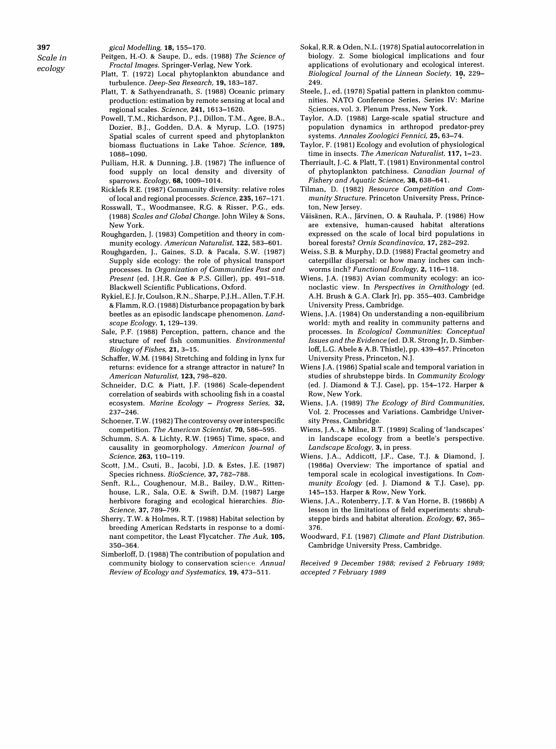gical Modelling, **18**, 155–170.

Peitgen, H.-O. & Saupe, D., eds. (1988) *The Science of Fractal Images*. Springer-Verlag, New York.

Platt, T. (1972) Local phytoplankton abundance and turbulence. *Deep-Sea Research*, **19**, 183–187.

Platt, T. & Sathyendranath, S. (1988) Oceanic primary production: estimation by remote sensing at local and regional scales. *Science*, **241**, 1613–1620.

Powell, T.M., Richardson, P.J., Dillon, T.M., Agee, B.A., Dozier, B.J., Godden, D.A. & Myrup, L.O. (1975) Spatial scales of current speed and phytoplankton biomass fluctuations in Lake Tahoe. *Science*, **189**, 1088–1090.

Pulliam, H.R. & Dunning, J.B. (1987) The influence of food supply on local density and diversity of sparrows. *Ecology*, **68**, 1009–1014.

Ricklefs R.E. (1987) Community diversity: relative roles of local and regional processes. *Science*, **235**, 167–171.

Rosswall, T., Woodmansee, R.G. & Risser, P.G., eds. (1988) *Scales and Global Change*. John Wiley & Sons, New York.

Roughgarden, J. (1983) Competition and theory in community ecology. *American Naturalist*, **122**, 583–601.

Roughgarden, J., Gaines, S.D. & Pacala, S.W. (1987) Supply side ecology: the role of physical transport processes. In *Organization of Communities Past and Present* (ed. J.H.R. Gee & P.S. Giller), pp. 491–518. Blackwell Scientific Publications, Oxford.

Rykiel, E.J. Jr, Coulson, R.N., Sharpe, P.J.H., Allen, T.F.H. & Flamm, R.O. (1988) Disturbance propagation by bark beetles as an episodic landscape phenomenon. *Landscape Ecology*, **1**, 129–139.

Sale, P.F. (1988) Perception, pattern, chance and the structure of reef fish communities. *Environmental Biology of Fishes*, **21**, 3–15.

Schaffer, W.M. (1984) Stretching and folding in lynx fur returns: evidence for a strange attractor in nature? In *American Naturalist*, **123**, 798–820.

Schneider, D.C. & Piatt, J.F. (1986) Scale-dependent correlation of seabirds with schooling fish in a coastal ecosystem. *Marine Ecology – Progress Series*, **32**, 237–246.

Schoener, T.W. (1982) The controversy over interspecific competition. *The American Scientist*, **70**, 586–595.

Schumm, S.A. & Lichty, R.W. (1965) Time, space, and causality in geomorphology. *American Journal of Science*, **263**, 110–119.

Scott, J.M., Csuti, B., Jacobi, J.D. & Estes, J.E. (1987) Species richness. *BioScience*, **37**, 782–788.

Senft, R.L., Coughenour, M.B., Bailey, D.W., Rittenhouse, L.R., Sala, O.E. & Swift, D.M. (1987) Large herbivore foraging and ecological hierarchies. *BioScience*, **37**, 789–799.

Sherry, T.W. & Holmes, R.T. (1988) Habitat selection by breeding American Redstarts in response to a dominant competitor, the Least Flycatcher. *The Auk*, **105**, 350–364.

Simberloff, D. (1988) The contribution of population and community biology to conservation science. *Annual Review of Ecology and Systematics*, **19**, 473–511.

Sokal, R.R. & Oden, N.L. (1978) Spatial autocorrelation in biology. 2. Some biological implications and four applications of evolutionary and ecological interest. *Biological Journal of the Linnean Society*, **10**, 229–249.

Steele, J., ed. (1978) Spatial pattern in plankton communities. NATO Conference Series, Series IV: Marine Sciences, vol. 3. Plenum Press, New York.

Taylor, A.D. (1988) Large-scale spatial structure and population dynamics in arthropod predator-prey systems. *Annales Zoologici Fennici*, **25**, 63–74.

Taylor, F. (1981) Ecology and evolution of physiological time in insects. *The American Naturalist*, **117**, 1–23.

Therriault, J.-C. & Platt, T. (1981) Environmental control of phytoplankton patchiness. *Canadian Journal of Fishery and Aquatic Science*, **38**, 638–641.

Tilman, D. (1982) *Resource Competition and Community Structure*. Princeton University Press, Princeton, New Jersey.

Väisänen, R.A., Järvinen, O. & Rauhala, P. (1986) How are extensive, human-caused habitat alterations expressed on the scale of local bird populations in boreal forests? *Ornis Scandinavica*, **17**, 282–292.

Weiss, S.B. & Murphy, D.D. (1988) Fractal geometry and caterpillar dispersal: or how many inches can inchworms inch? *Functional Ecology*, **2**, 116–118.

Wiens, J.A. (1983) Avian community ecology: an iconoclastic view. In *Perspectives in Ornithology* (ed. A.H. Brush & G.A. Clark Jr), pp. 355–403. Cambridge University Press, Cambridge.

Wiens, J.A. (1984) On understanding a non-equilibrium world: myth and reality in community patterns and processes. In *Ecological Communities: Conceptual Issues and the Evidence* (ed. D.R. Strong Jr, D. Simberloff, L.G. Abele & A.B. Thistle), pp. 439–457. Princeton University Press, Princeton, N.J.

Wiens J.A. (1986) Spatial scale and temporal variation in studies of shrubsteppe birds. In *Community Ecology* (ed. J. Diamond & T.J. Case), pp. 154–172. Harper & Row, New York.

Wiens, J.A. (1989) *The Ecology of Bird Communities*, Vol. 2. Processes and Variations. Cambridge University Press, Cambridge.

Wiens, J.A., & Milne, B.T. (1989) Scaling of 'landscapes' in landscape ecology from a beetle's perspective. *Landscape Ecology*, **3**, in press.

Wiens, J.A., Addicott, J.F., Case, T.J. & Diamond, J. (1986a) Overview: The importance of spatial and temporal scale in ecological investigations. In *Community Ecology* (ed. J. Diamond & T.J. Case), pp. 145–153. Harper & Row, New York.

Wiens, J.A., Rotenberry, J.T. & Van Horne, B. (1986b) A lesson in the limitations of field experiments: shrubsteppe birds and habitat alteration. *Ecology*, **67**, 365–376.

Woodward, F.I. (1987) *Climate and Plant Distribution*. Cambridge University Press, Cambridge.

*Received 9 December 1988; revised 2 February 1989; accepted 7 February 1989*